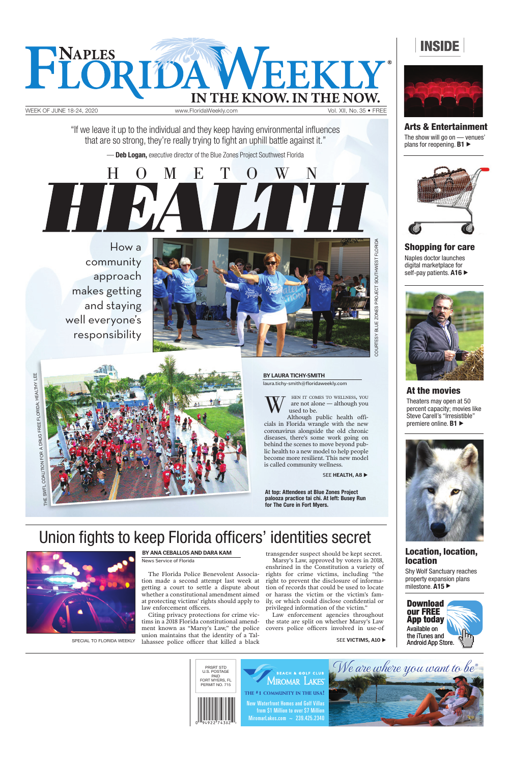# NAPLES FLORIDA WEEKLY

IN THE KNOW. IN THE NOW.

WEEK OF JUNE 18-24, 2020 www.FloridaWeekly.com Vol. XII, No. 35 • FREE

"If we leave it up to the individual and they keep having environmental influences that are so strong, they're really trying to fight an uphill battle against it."

— **Deb Logan,** executive director of the Blue Zones Project Southwest Florida

# HOMETOWN HEALTH

How a community approach makes getting and staying well everyone's responsibility

COURTESY BLUE ZONES PROJECT SOUTHWEST FLORIDA

THE SWFL COALITION FOR A DRUG FREE FLORIDA; HEALTHY LEE

**BY LAURA TICHY-SMITH**
laura.tichy-smith@floridaweekly.com

When it comes to wellness, you are not alone — although you used to be.

Although public health officials in Florida wrangle with the new coronavirus alongside the old chronic diseases, there's some work going on behind the scenes to move beyond public health to a new model to help people become more resilient. This new model is called community wellness.

SEE **HEALTH, A8** ▶

**At top: Attendees at Blue Zones Project palooza practice tai chi. At left: Busey Run for The Cure in Fort Myers.**

## Union fights to keep Florida officers' identities secret

SPECIAL TO FLORIDA WEEKLY

**BY ANA CEBALLOS AND DARA KAM**
News Service of Florida

The Florida Police Benevolent Association made a second attempt last week at getting a court to settle a dispute about whether a constitutional amendment aimed at protecting victims' rights should apply to law enforcement officers.

Citing privacy protections for crime victims in a 2018 Florida constitutional amendment known as "Marsy's Law," the police union maintains that the identity of a Tallahassee police officer that killed a black transgender suspect should be kept secret.

Marsy's Law, approved by voters in 2018, enshrined in the Constitution a variety of rights for crime victims, including "the right to prevent the disclosure of information or records that could be used to locate or harass the victim or the victim's family, or which could disclose confidential or privileged information of the victim."

Law enforcement agencies throughout the state are split on whether Marsy's Law covers police officers involved in use-of

SEE **VICTIMS, A10** ▶

## INSIDE

### Arts & Entertainment
The show will go on — venues' plans for reopening. **B1** ▶

### Shopping for care
Naples doctor launches digital marketplace for self-pay patients. **A16** ▶

### At the movies
Theaters may open at 50 percent capacity; movies like Steve Carell's "Irresistible" premiere online. **B1** ▶

### Location, location, location
Shy Wolf Sanctuary reaches property expansion plans milestone. **A15** ▶

**Download our FREE App today**
Available on the iTunes and Android App Store.

PRSRT STD
U.S. POSTAGE
PAID
FORT MYERS, FL
PERMIT NO. 715

BEACH & GOLF CLUB MIROMAR LAKES
THE #1 COMMUNITY IN THE USA!
New Waterfront Homes and Golf Villas from $1 Million to over $7 Million
MiromarLakes.com ~ 239.425.2340

*We are where you want to be®*